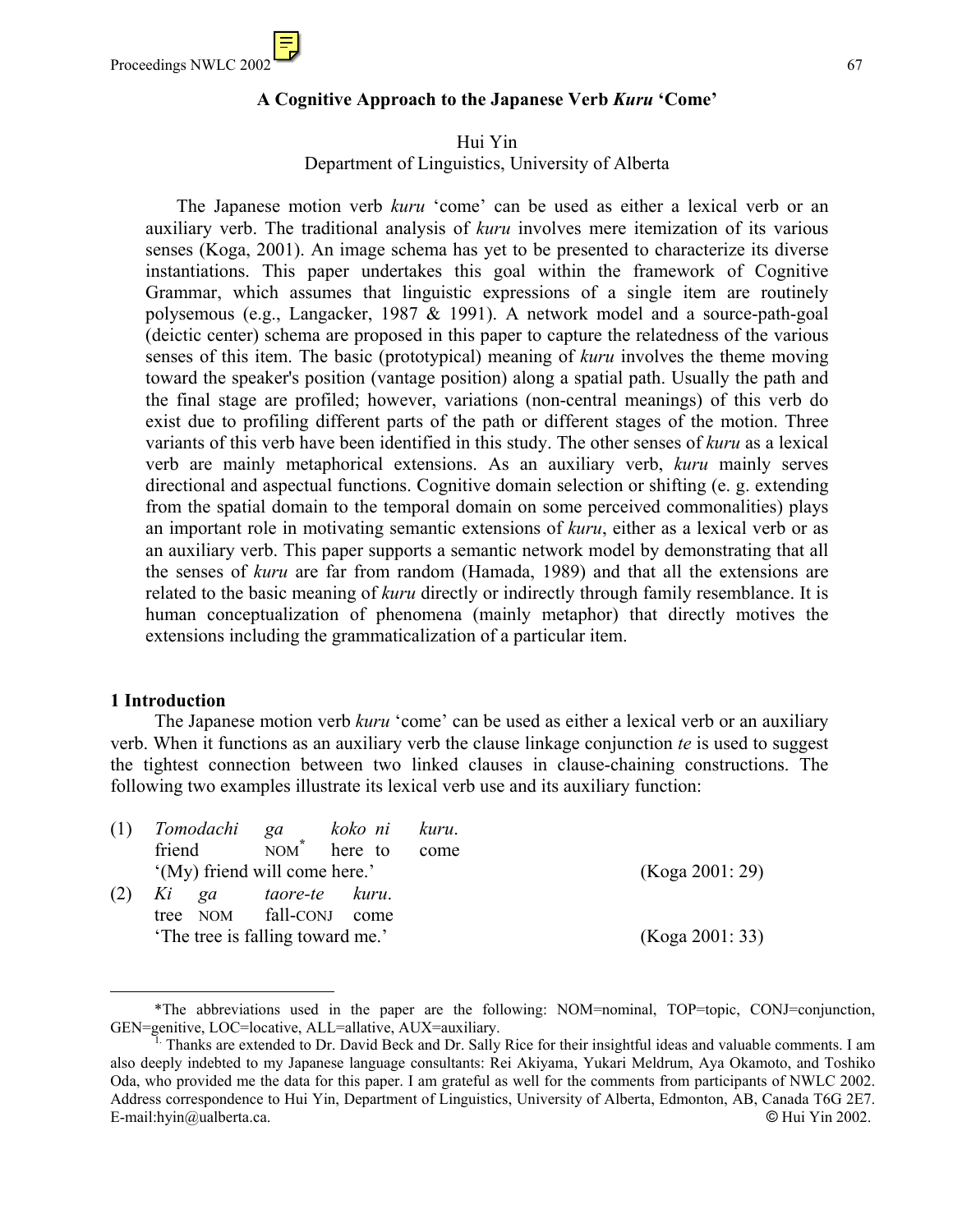# A Cognitive Approach to the Japanese Verb *Kuru* 'Come'

Hui Yin
Department of Linguistics, University of Alberta

The Japanese motion verb *kuru* 'come' can be used as either a lexical verb or an auxiliary verb. The traditional analysis of *kuru* involves mere itemization of its various senses (Koga, 2001). An image schema has yet to be presented to characterize its diverse instantiations. This paper undertakes this goal within the framework of Cognitive Grammar, which assumes that linguistic expressions of a single item are routinely polysemous (e.g., Langacker, 1987 & 1991). A network model and a source-path-goal (deictic center) schema are proposed in this paper to capture the relatedness of the various senses of this item. The basic (prototypical) meaning of *kuru* involves the theme moving toward the speaker's position (vantage position) along a spatial path. Usually the path and the final stage are profiled; however, variations (non-central meanings) of this verb do exist due to profiling different parts of the path or different stages of the motion. Three variants of this verb have been identified in this study. The other senses of *kuru* as a lexical verb are mainly metaphorical extensions. As an auxiliary verb, *kuru* mainly serves directional and aspectual functions. Cognitive domain selection or shifting (e. g. extending from the spatial domain to the temporal domain on some perceived commonalities) plays an important role in motivating semantic extensions of *kuru*, either as a lexical verb or as an auxiliary verb. This paper supports a semantic network model by demonstrating that all the senses of *kuru* are far from random (Hamada, 1989) and that all the extensions are related to the basic meaning of *kuru* directly or indirectly through family resemblance. It is human conceptualization of phenomena (mainly metaphor) that directly motives the extensions including the grammaticalization of a particular item.

## 1 Introduction

The Japanese motion verb *kuru* 'come' can be used as either a lexical verb or an auxiliary verb. When it functions as an auxiliary verb the clause linkage conjunction *te* is used to suggest the tightest connection between two linked clauses in clause-chaining constructions. The following two examples illustrate its lexical verb use and its auxiliary function:

(1) *Tomodachi ga koko ni kuru.*
friend NOM* here to come
'(My) friend will come here.' (Koga 2001: 29)

(2) *Ki ga taore-te kuru.*
tree NOM fall-CONJ come
'The tree is falling toward me.' (Koga 2001: 33)

---

*The abbreviations used in the paper are the following: NOM=nominal, TOP=topic, CONJ=conjunction, GEN=genitive, LOC=locative, ALL=allative, AUX=auxiliary.

[1] Thanks are extended to Dr. David Beck and Dr. Sally Rice for their insightful ideas and valuable comments. I am also deeply indebted to my Japanese language consultants: Rei Akiyama, Yukari Meldrum, Aya Okamoto, and Toshiko Oda, who provided me the data for this paper. I am grateful as well for the comments from participants of NWLC 2002. Address correspondence to Hui Yin, Department of Linguistics, University of Alberta, Edmonton, AB, Canada T6G 2E7. E-mail:hyin@ualberta.ca. © Hui Yin 2002.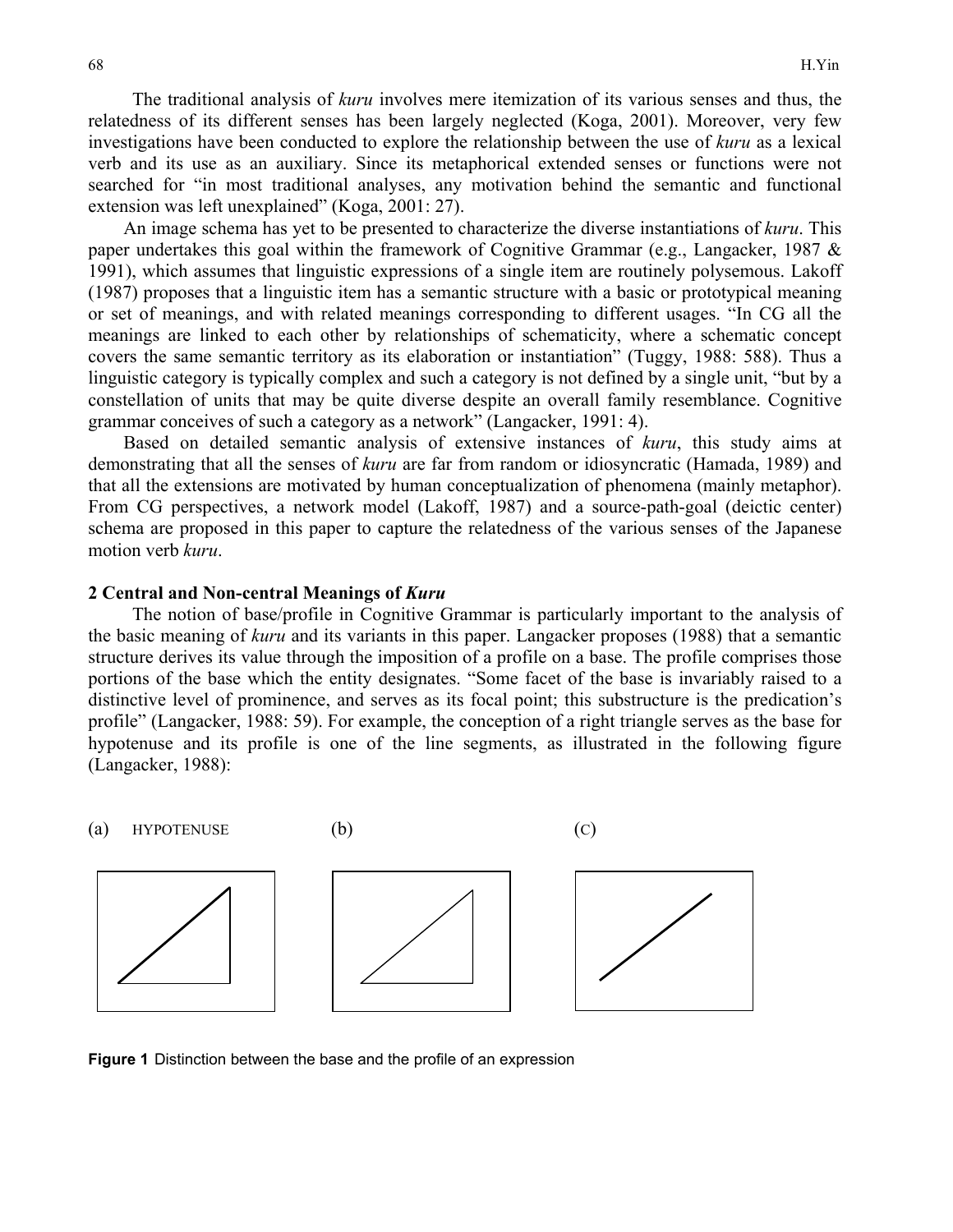The traditional analysis of *kuru* involves mere itemization of its various senses and thus, the relatedness of its different senses has been largely neglected (Koga, 2001). Moreover, very few investigations have been conducted to explore the relationship between the use of *kuru* as a lexical verb and its use as an auxiliary. Since its metaphorical extended senses or functions were not searched for "in most traditional analyses, any motivation behind the semantic and functional extension was left unexplained" (Koga, 2001: 27).

An image schema has yet to be presented to characterize the diverse instantiations of *kuru*. This paper undertakes this goal within the framework of Cognitive Grammar (e.g., Langacker, 1987 & 1991), which assumes that linguistic expressions of a single item are routinely polysemous. Lakoff (1987) proposes that a linguistic item has a semantic structure with a basic or prototypical meaning or set of meanings, and with related meanings corresponding to different usages. "In CG all the meanings are linked to each other by relationships of schematicity, where a schematic concept covers the same semantic territory as its elaboration or instantiation" (Tuggy, 1988: 588). Thus a linguistic category is typically complex and such a category is not defined by a single unit, "but by a constellation of units that may be quite diverse despite an overall family resemblance. Cognitive grammar conceives of such a category as a network" (Langacker, 1991: 4).

Based on detailed semantic analysis of extensive instances of *kuru*, this study aims at demonstrating that all the senses of *kuru* are far from random or idiosyncratic (Hamada, 1989) and that all the extensions are motivated by human conceptualization of phenomena (mainly metaphor). From CG perspectives, a network model (Lakoff, 1987) and a source-path-goal (deictic center) schema are proposed in this paper to capture the relatedness of the various senses of the Japanese motion verb *kuru*.

## 2 Central and Non-central Meanings of *Kuru*

The notion of base/profile in Cognitive Grammar is particularly important to the analysis of the basic meaning of *kuru* and its variants in this paper. Langacker proposes (1988) that a semantic structure derives its value through the imposition of a profile on a base. The profile comprises those portions of the base which the entity designates. "Some facet of the base is invariably raised to a distinctive level of prominence, and serves as its focal point; this substructure is the predication's profile" (Langacker, 1988: 59). For example, the conception of a right triangle serves as the base for hypotenuse and its profile is one of the line segments, as illustrated in the following figure (Langacker, 1988):

(a) HYPOTENUSE (b) (C)

**Figure 1** Distinction between the base and the profile of an expression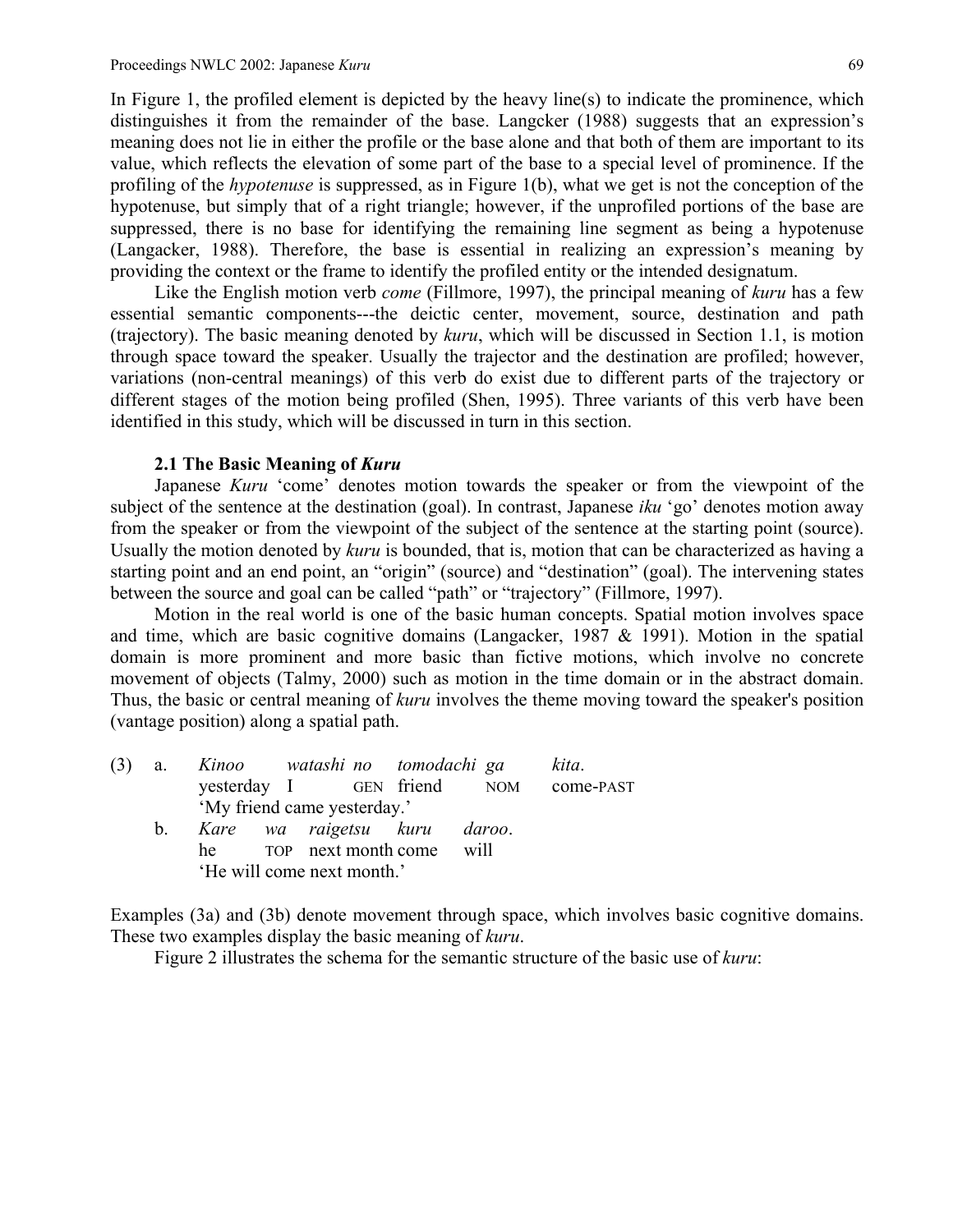In Figure 1, the profiled element is depicted by the heavy line(s) to indicate the prominence, which distinguishes it from the remainder of the base. Langcker (1988) suggests that an expression's meaning does not lie in either the profile or the base alone and that both of them are important to its value, which reflects the elevation of some part of the base to a special level of prominence. If the profiling of the *hypotenuse* is suppressed, as in Figure 1(b), what we get is not the conception of the hypotenuse, but simply that of a right triangle; however, if the unprofiled portions of the base are suppressed, there is no base for identifying the remaining line segment as being a hypotenuse (Langacker, 1988). Therefore, the base is essential in realizing an expression's meaning by providing the context or the frame to identify the profiled entity or the intended designatum.

Like the English motion verb *come* (Fillmore, 1997), the principal meaning of *kuru* has a few essential semantic components---the deictic center, movement, source, destination and path (trajectory). The basic meaning denoted by *kuru*, which will be discussed in Section 1.1, is motion through space toward the speaker. Usually the trajector and the destination are profiled; however, variations (non-central meanings) of this verb do exist due to different parts of the trajectory or different stages of the motion being profiled (Shen, 1995). Three variants of this verb have been identified in this study, which will be discussed in turn in this section.

### 2.1 The Basic Meaning of *Kuru*

Japanese *Kuru* 'come' denotes motion towards the speaker or from the viewpoint of the subject of the sentence at the destination (goal). In contrast, Japanese *iku* 'go' denotes motion away from the speaker or from the viewpoint of the subject of the sentence at the starting point (source). Usually the motion denoted by *kuru* is bounded, that is, motion that can be characterized as having a starting point and an end point, an "origin" (source) and "destination" (goal). The intervening states between the source and goal can be called "path" or "trajectory" (Fillmore, 1997).

Motion in the real world is one of the basic human concepts. Spatial motion involves space and time, which are basic cognitive domains (Langacker, 1987 & 1991). Motion in the spatial domain is more prominent and more basic than fictive motions, which involve no concrete movement of objects (Talmy, 2000) such as motion in the time domain or in the abstract domain. Thus, the basic or central meaning of *kuru* involves the theme moving toward the speaker's position (vantage position) along a spatial path.

(3) a. *Kinoo watashi no tomodachi ga kita*.
yesterday I GEN friend NOM come-PAST
'My friend came yesterday.'

b. *Kare wa raigetsu kuru daroo*.
he TOP next month come will
'He will come next month.'

Examples (3a) and (3b) denote movement through space, which involves basic cognitive domains. These two examples display the basic meaning of *kuru*.

Figure 2 illustrates the schema for the semantic structure of the basic use of *kuru*: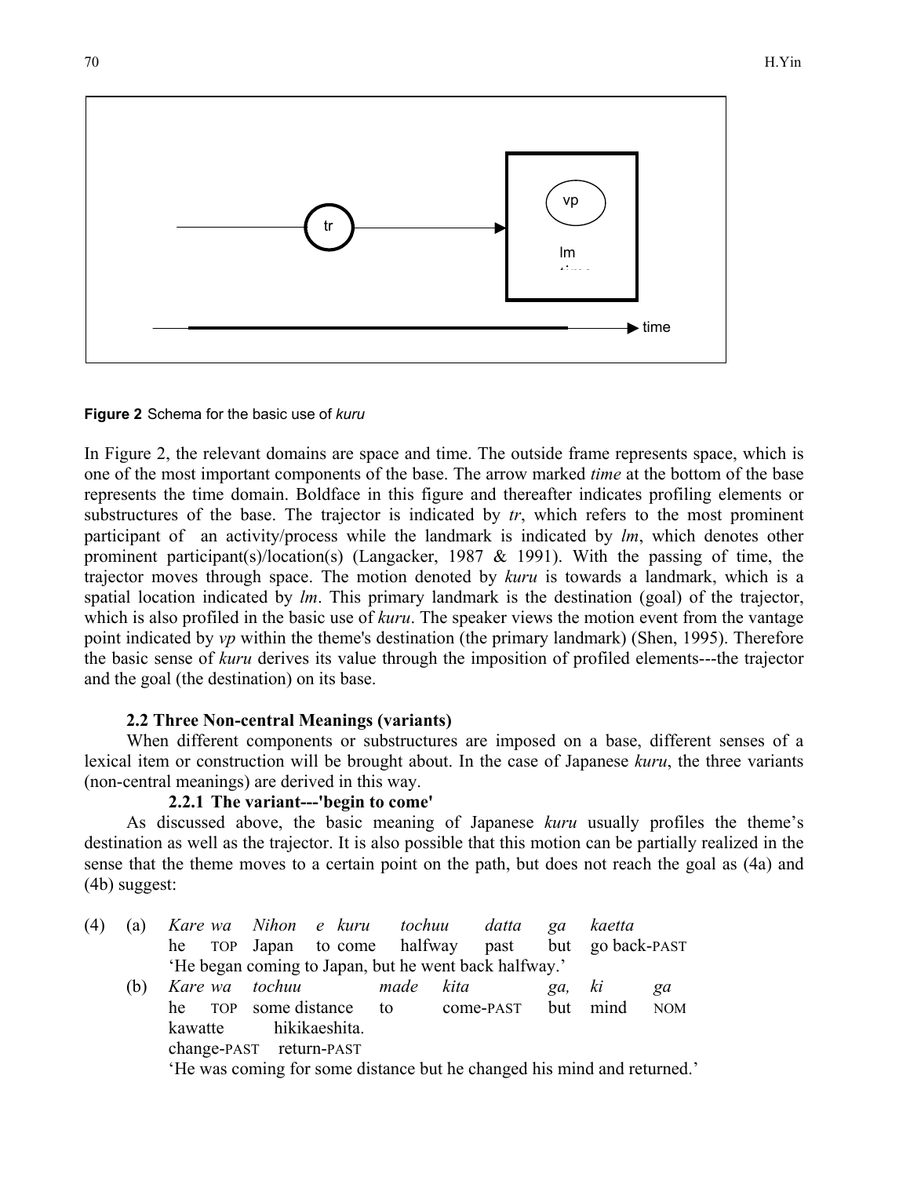**Figure 2** Schema for the basic use of *kuru*

In Figure 2, the relevant domains are space and time. The outside frame represents space, which is one of the most important components of the base. The arrow marked *time* at the bottom of the base represents the time domain. Boldface in this figure and thereafter indicates profiling elements or substructures of the base. The trajector is indicated by *tr*, which refers to the most prominent participant of an activity/process while the landmark is indicated by *lm*, which denotes other prominent participant(s)/location(s) (Langacker, 1987 & 1991). With the passing of time, the trajector moves through space. The motion denoted by *kuru* is towards a landmark, which is a spatial location indicated by *lm*. This primary landmark is the destination (goal) of the trajector, which is also profiled in the basic use of *kuru*. The speaker views the motion event from the vantage point indicated by *vp* within the theme's destination (the primary landmark) (Shen, 1995). Therefore the basic sense of *kuru* derives its value through the imposition of profiled elements---the trajector and the goal (the destination) on its base.

### 2.2 Three Non-central Meanings (variants)

When different components or substructures are imposed on a base, different senses of a lexical item or construction will be brought about. In the case of Japanese *kuru*, the three variants (non-central meanings) are derived in this way.

#### 2.2.1 The variant---'begin to come'

As discussed above, the basic meaning of Japanese *kuru* usually profiles the theme's destination as well as the trajector. It is also possible that this motion can be partially realized in the sense that the theme moves to a certain point on the path, but does not reach the goal as (4a) and (4b) suggest:

(4) (a) *Kare wa Nihon e kuru tochuu datta ga kaetta*
he TOP Japan to come halfway past but go back-PAST
'He began coming to Japan, but he went back halfway.'

(b) *Kare wa tochuu made kita ga, ki ga*
he TOP some distance to come-PAST but mind NOM
kawatte hikikaeshita.
change-PAST return-PAST
'He was coming for some distance but he changed his mind and returned.'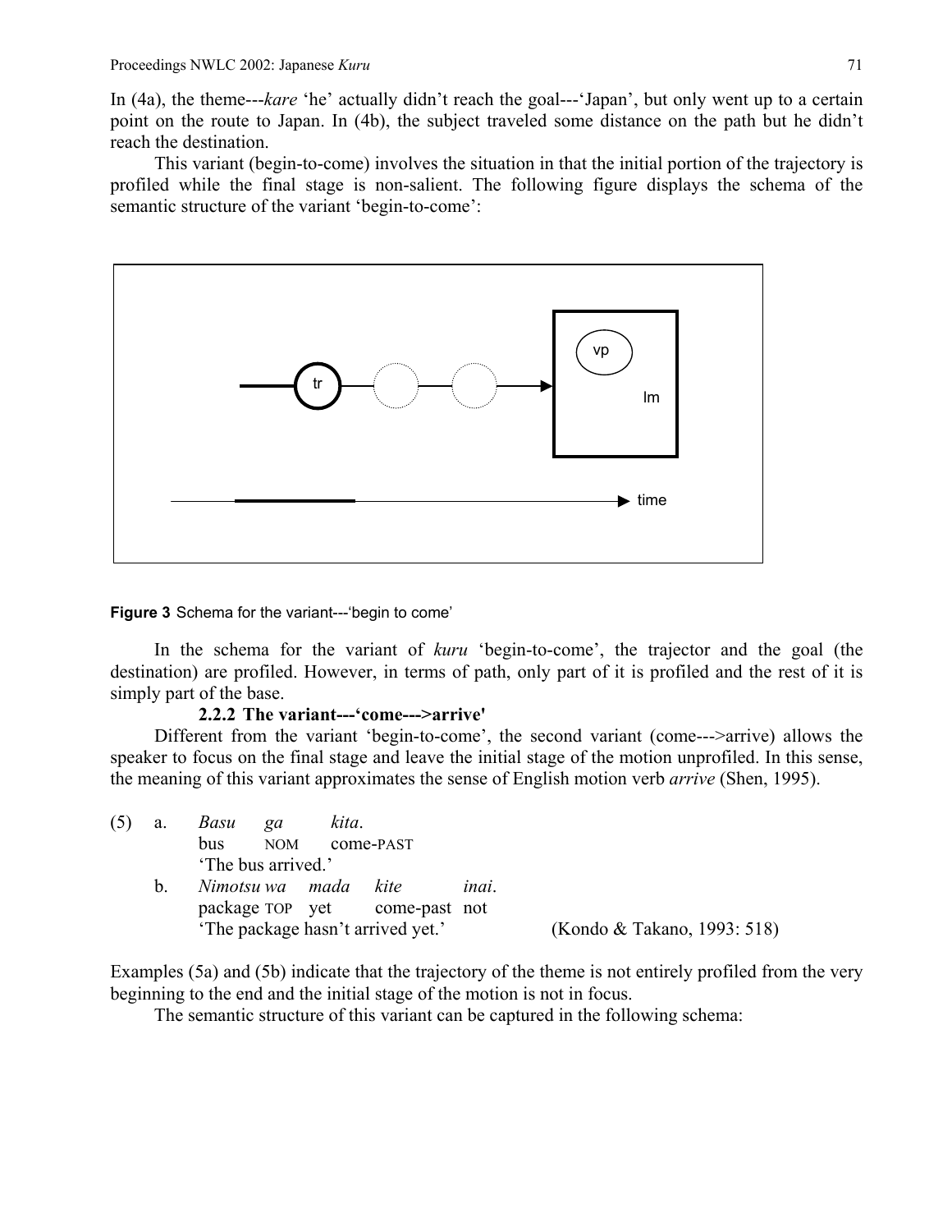In (4a), the theme---*kare* 'he' actually didn't reach the goal---'Japan', but only went up to a certain point on the route to Japan. In (4b), the subject traveled some distance on the path but he didn't reach the destination.

This variant (begin-to-come) involves the situation in that the initial portion of the trajectory is profiled while the final stage is non-salient. The following figure displays the schema of the semantic structure of the variant 'begin-to-come':

**Figure 3** Schema for the variant---'begin to come'

In the schema for the variant of *kuru* 'begin-to-come', the trajector and the goal (the destination) are profiled. However, in terms of path, only part of it is profiled and the rest of it is simply part of the base.

### 2.2.2 The variant---'come--->arrive'

Different from the variant 'begin-to-come', the second variant (come--->arrive) allows the speaker to focus on the final stage and leave the initial stage of the motion unprofiled. In this sense, the meaning of this variant approximates the sense of English motion verb *arrive* (Shen, 1995).

(5) a. *Basu ga kita.*
bus NOM come-PAST
'The bus arrived.'

b. *Nimotsu wa mada kite inai.*
package TOP yet come-past not
'The package hasn't arrived yet.' (Kondo & Takano, 1993: 518)

Examples (5a) and (5b) indicate that the trajectory of the theme is not entirely profiled from the very beginning to the end and the initial stage of the motion is not in focus.

The semantic structure of this variant can be captured in the following schema: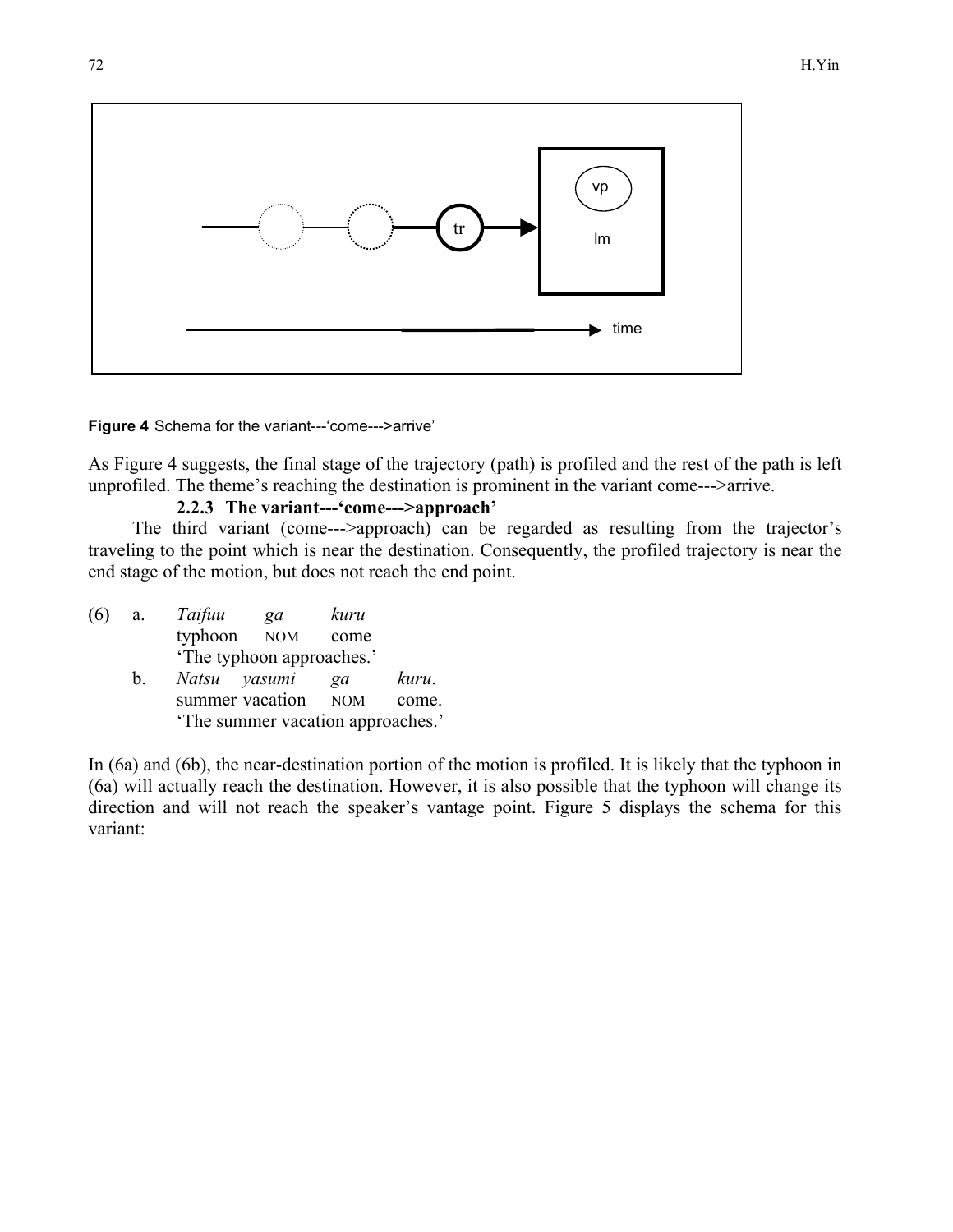**Figure 4** Schema for the variant---'come--->arrive'

As Figure 4 suggests, the final stage of the trajectory (path) is profiled and the rest of the path is left unprofiled. The theme's reaching the destination is prominent in the variant come--->arrive.

### 2.2.3 The variant---'come--->approach'

The third variant (come--->approach) can be regarded as resulting from the trajector's traveling to the point which is near the destination. Consequently, the profiled trajectory is near the end stage of the motion, but does not reach the end point.

(6) a. *Taifuu* *ga* *kuru*
typhoon NOM come
'The typhoon approaches.'

b. *Natsu yasumi* *ga* *kuru*.
summer vacation NOM come.
'The summer vacation approaches.'

In (6a) and (6b), the near-destination portion of the motion is profiled. It is likely that the typhoon in (6a) will actually reach the destination. However, it is also possible that the typhoon will change its direction and will not reach the speaker's vantage point. Figure 5 displays the schema for this variant: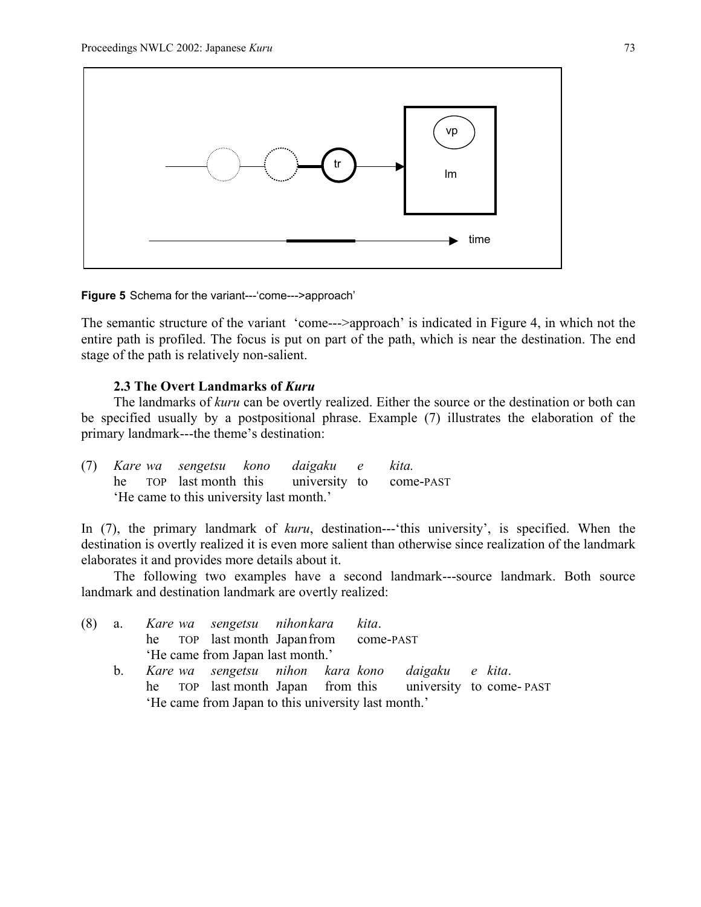Figure 5 Schema for the variant---'come--->approach'

The semantic structure of the variant 'come--->approach' is indicated in Figure 4, in which not the entire path is profiled. The focus is put on part of the path, which is near the destination. The end stage of the path is relatively non-salient.

### 2.3 The Overt Landmarks of *Kuru*

The landmarks of *kuru* can be overtly realized. Either the source or the destination or both can be specified usually by a postpositional phrase. Example (7) illustrates the elaboration of the primary landmark---the theme's destination:

(7) *Kare wa sengetsu kono daigaku e kita.*
he TOP last month this university to come-PAST
'He came to this university last month.'

In (7), the primary landmark of *kuru*, destination---'this university', is specified. When the destination is overtly realized it is even more salient than otherwise since realization of the landmark elaborates it and provides more details about it.

The following two examples have a second landmark---source landmark. Both source landmark and destination landmark are overtly realized:

(8) a. *Kare wa sengetsu nihon kara kita.*
he TOP last month Japan from come-PAST
'He came from Japan last month.'

b. *Kare wa sengetsu nihon kara kono daigaku e kita.*
he TOP last month Japan from this university to come-PAST
'He came from Japan to this university last month.'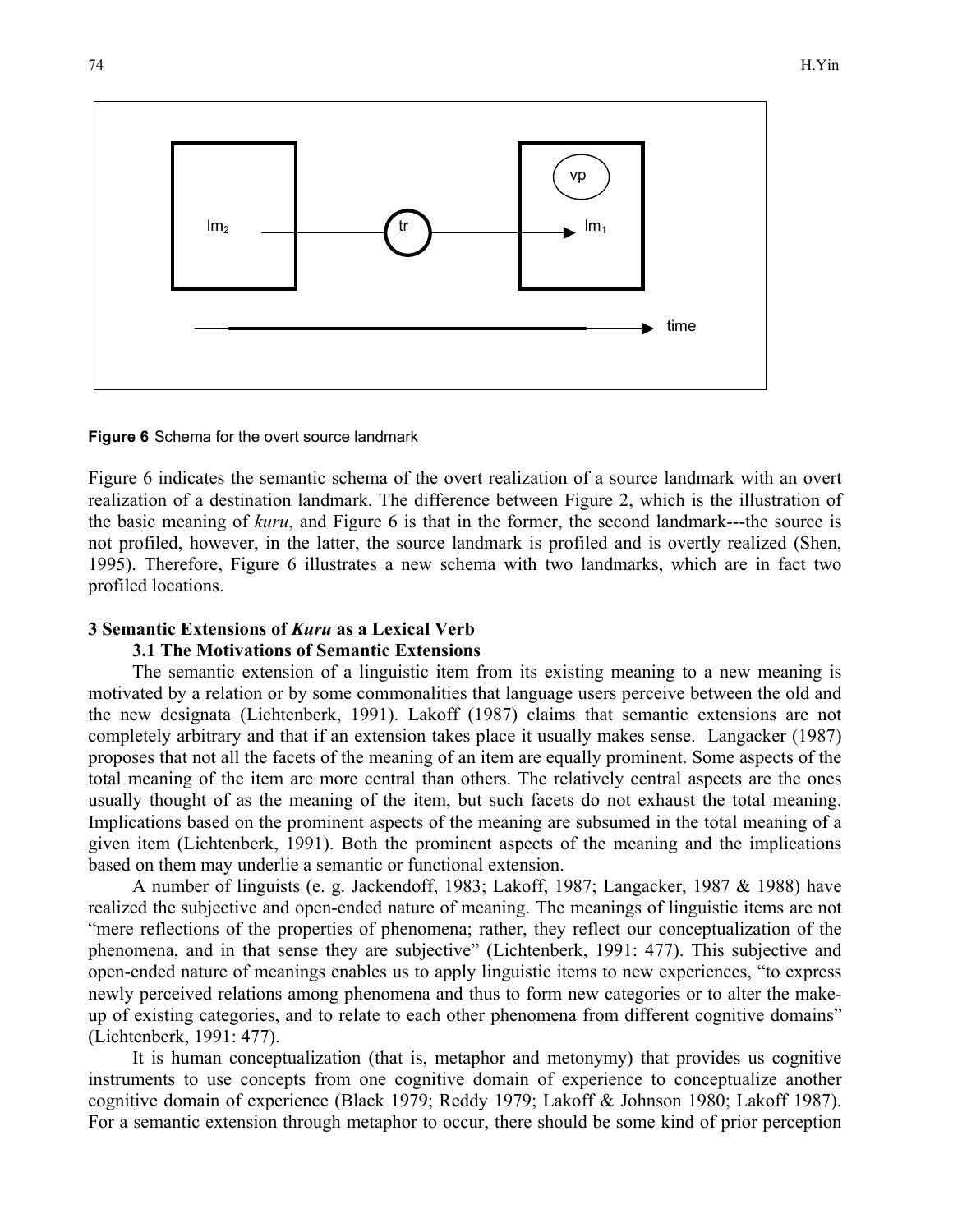**Figure 6** Schema for the overt source landmark

Figure 6 indicates the semantic schema of the overt realization of a source landmark with an overt realization of a destination landmark. The difference between Figure 2, which is the illustration of the basic meaning of *kuru*, and Figure 6 is that in the former, the second landmark---the source is not profiled, however, in the latter, the source landmark is profiled and is overtly realized (Shen, 1995). Therefore, Figure 6 illustrates a new schema with two landmarks, which are in fact two profiled locations.

## 3 Semantic Extensions of *Kuru* as a Lexical Verb

### 3.1 The Motivations of Semantic Extensions

The semantic extension of a linguistic item from its existing meaning to a new meaning is motivated by a relation or by some commonalities that language users perceive between the old and the new designata (Lichtenberk, 1991). Lakoff (1987) claims that semantic extensions are not completely arbitrary and that if an extension takes place it usually makes sense. Langacker (1987) proposes that not all the facets of the meaning of an item are equally prominent. Some aspects of the total meaning of the item are more central than others. The relatively central aspects are the ones usually thought of as the meaning of the item, but such facets do not exhaust the total meaning. Implications based on the prominent aspects of the meaning are subsumed in the total meaning of a given item (Lichtenberk, 1991). Both the prominent aspects of the meaning and the implications based on them may underlie a semantic or functional extension.

A number of linguists (e. g. Jackendoff, 1983; Lakoff, 1987; Langacker, 1987 & 1988) have realized the subjective and open-ended nature of meaning. The meanings of linguistic items are not "mere reflections of the properties of phenomena; rather, they reflect our conceptualization of the phenomena, and in that sense they are subjective" (Lichtenberk, 1991: 477). This subjective and open-ended nature of meanings enables us to apply linguistic items to new experiences, "to express newly perceived relations among phenomena and thus to form new categories or to alter the make-up of existing categories, and to relate to each other phenomena from different cognitive domains" (Lichtenberk, 1991: 477).

It is human conceptualization (that is, metaphor and metonymy) that provides us cognitive instruments to use concepts from one cognitive domain of experience to conceptualize another cognitive domain of experience (Black 1979; Reddy 1979; Lakoff & Johnson 1980; Lakoff 1987). For a semantic extension through metaphor to occur, there should be some kind of prior perception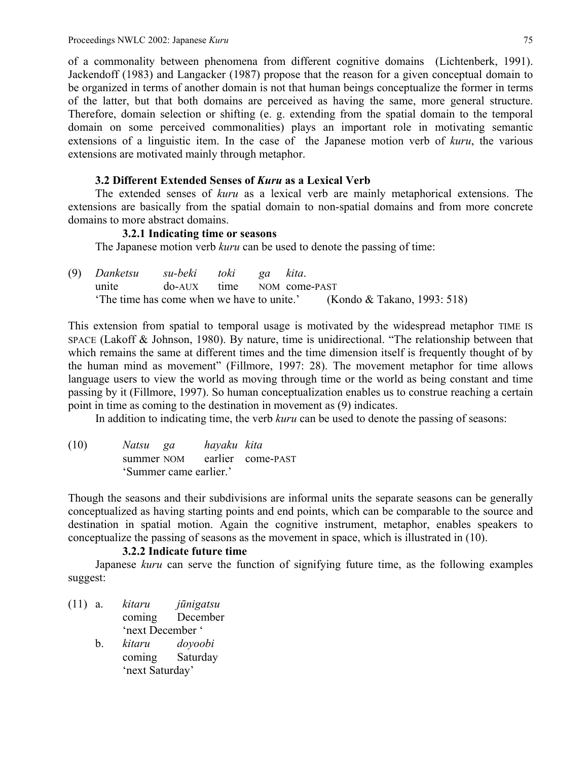of a commonality between phenomena from different cognitive domains (Lichtenberk, 1991). Jackendoff (1983) and Langacker (1987) propose that the reason for a given conceptual domain to be organized in terms of another domain is not that human beings conceptualize the former in terms of the latter, but that both domains are perceived as having the same, more general structure. Therefore, domain selection or shifting (e. g. extending from the spatial domain to the temporal domain on some perceived commonalities) plays an important role in motivating semantic extensions of a linguistic item. In the case of the Japanese motion verb of *kuru*, the various extensions are motivated mainly through metaphor.

### 3.2 Different Extended Senses of *Kuru* as a Lexical Verb

The extended senses of *kuru* as a lexical verb are mainly metaphorical extensions. The extensions are basically from the spatial domain to non-spatial domains and from more concrete domains to more abstract domains.

#### 3.2.1 Indicating time or seasons

The Japanese motion verb *kuru* can be used to denote the passing of time:

(9) *Danketsu su-beki toki ga kita*.
unite do-AUX time NOM come-PAST
'The time has come when we have to unite.' (Kondo & Takano, 1993: 518)

This extension from spatial to temporal usage is motivated by the widespread metaphor TIME IS SPACE (Lakoff & Johnson, 1980). By nature, time is unidirectional. "The relationship between that which remains the same at different times and the time dimension itself is frequently thought of by the human mind as movement" (Fillmore, 1997: 28). The movement metaphor for time allows language users to view the world as moving through time or the world as being constant and time passing by it (Fillmore, 1997). So human conceptualization enables us to construe reaching a certain point in time as coming to the destination in movement as (9) indicates.

In addition to indicating time, the verb *kuru* can be used to denote the passing of seasons:

(10) *Natsu ga hayaku kita*
summer NOM earlier come-PAST
'Summer came earlier.'

Though the seasons and their subdivisions are informal units the separate seasons can be generally conceptualized as having starting points and end points, which can be comparable to the source and destination in spatial motion. Again the cognitive instrument, metaphor, enables speakers to conceptualize the passing of seasons as the movement in space, which is illustrated in (10).

#### 3.2.2 Indicate future time

Japanese *kuru* can serve the function of signifying future time, as the following examples suggest:

(11) a. *kitaru jūnigatsu*
coming December
'next December '

b. *kitaru doyoobi*
coming Saturday
'next Saturday'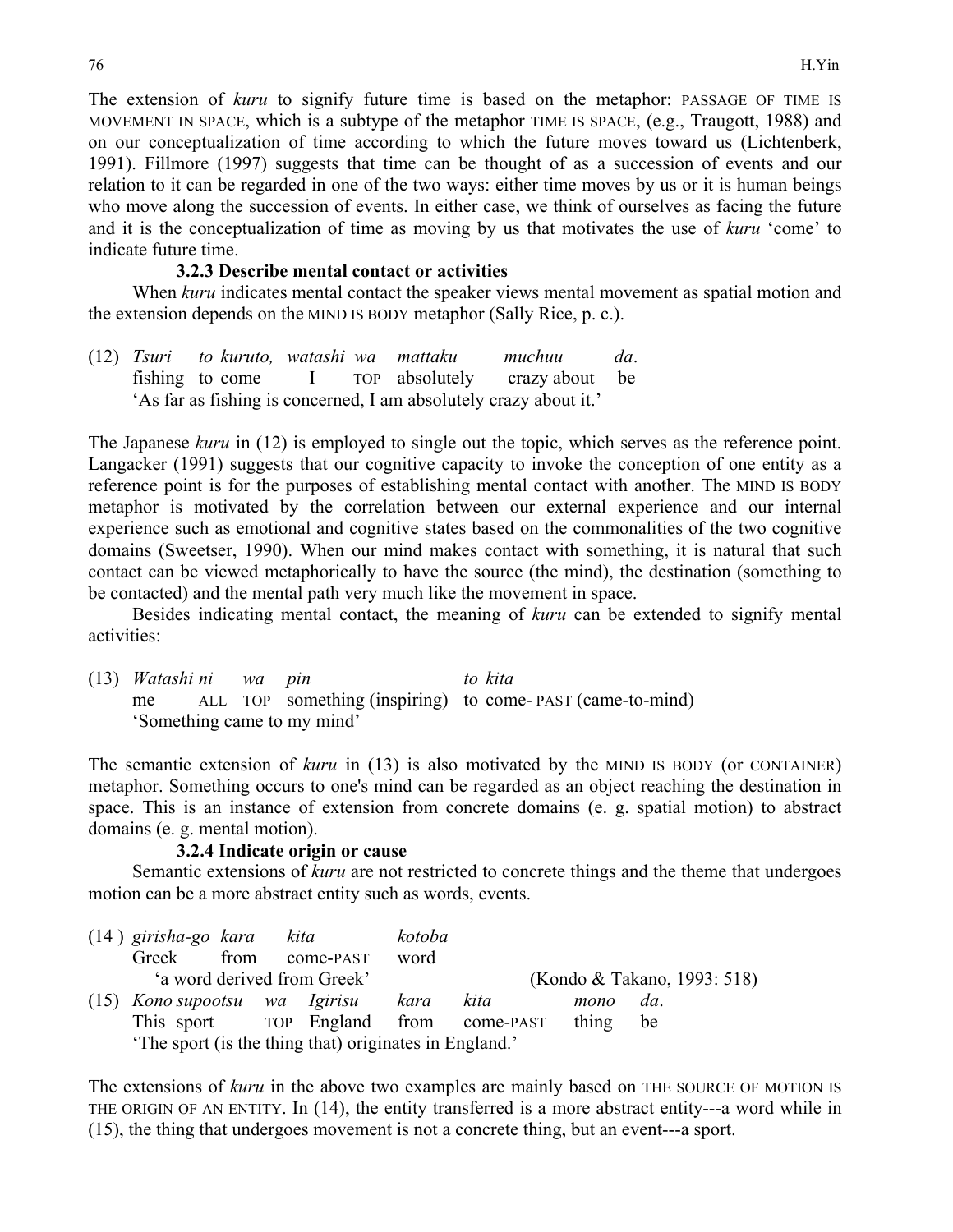The extension of *kuru* to signify future time is based on the metaphor: PASSAGE OF TIME IS MOVEMENT IN SPACE, which is a subtype of the metaphor TIME IS SPACE, (e.g., Traugott, 1988) and on our conceptualization of time according to which the future moves toward us (Lichtenberk, 1991). Fillmore (1997) suggests that time can be thought of as a succession of events and our relation to it can be regarded in one of the two ways: either time moves by us or it is human beings who move along the succession of events. In either case, we think of ourselves as facing the future and it is the conceptualization of time as moving by us that motivates the use of *kuru* 'come' to indicate future time.

#### 3.2.3 Describe mental contact or activities

When *kuru* indicates mental contact the speaker views mental movement as spatial motion and the extension depends on the MIND IS BODY metaphor (Sally Rice, p. c.).

(12) *Tsuri to kuruto, watashi wa mattaku muchuu da*.
fishing to come I TOP absolutely crazy about be
'As far as fishing is concerned, I am absolutely crazy about it.'

The Japanese *kuru* in (12) is employed to single out the topic, which serves as the reference point. Langacker (1991) suggests that our cognitive capacity to invoke the conception of one entity as a reference point is for the purposes of establishing mental contact with another. The MIND IS BODY metaphor is motivated by the correlation between our external experience and our internal experience such as emotional and cognitive states based on the commonalities of the two cognitive domains (Sweetser, 1990). When our mind makes contact with something, it is natural that such contact can be viewed metaphorically to have the source (the mind), the destination (something to be contacted) and the mental path very much like the movement in space.

Besides indicating mental contact, the meaning of *kuru* can be extended to signify mental activities:

(13) *Watashi ni wa pin to kita*
me ALL TOP something (inspiring) to come- PAST (came-to-mind)
'Something came to my mind'

The semantic extension of *kuru* in (13) is also motivated by the MIND IS BODY (or CONTAINER) metaphor. Something occurs to one's mind can be regarded as an object reaching the destination in space. This is an instance of extension from concrete domains (e. g. spatial motion) to abstract domains (e. g. mental motion).

#### 3.2.4 Indicate origin or cause

Semantic extensions of *kuru* are not restricted to concrete things and the theme that undergoes motion can be a more abstract entity such as words, events.

(14) *girisha-go kara kita kotoba*
Greek from come-PAST word
'a word derived from Greek' (Kondo & Takano, 1993: 518)

(15) *Kono supootsu wa Igirisu kara kita mono da*.
This sport TOP England from come-PAST thing be
'The sport (is the thing that) originates in England.'

The extensions of *kuru* in the above two examples are mainly based on THE SOURCE OF MOTION IS THE ORIGIN OF AN ENTITY. In (14), the entity transferred is a more abstract entity---a word while in (15), the thing that undergoes movement is not a concrete thing, but an event---a sport.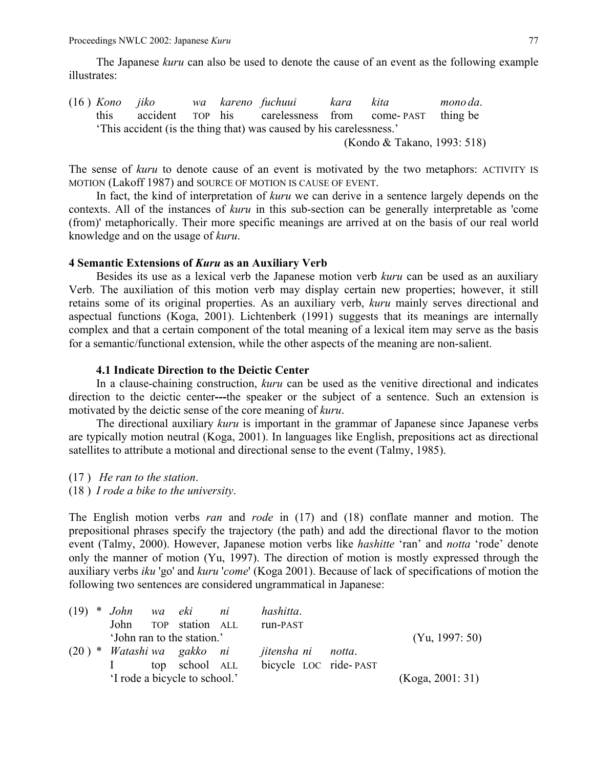The Japanese *kuru* can also be used to denote the cause of an event as the following example illustrates:

| (16) | *Kono* | *jiko* | *wa* | *kareno* | *fuchuui* | *kara* | *kita* | *mono da*. |
|---|---|---|---|---|---|---|---|---|
| | this | accident | TOP | his | carelessness | from | come- PAST | thing be |

'This accident (is the thing that) was caused by his carelessness.'
(Kondo & Takano, 1993: 518)

The sense of *kuru* to denote cause of an event is motivated by the two metaphors: ACTIVITY IS MOTION (Lakoff 1987) and SOURCE OF MOTION IS CAUSE OF EVENT.

In fact, the kind of interpretation of *kuru* we can derive in a sentence largely depends on the contexts. All of the instances of *kuru* in this sub-section can be generally interpretable as 'come (from)' metaphorically. Their more specific meanings are arrived at on the basis of our real world knowledge and on the usage of *kuru*.

## 4 Semantic Extensions of *Kuru* as an Auxiliary Verb

Besides its use as a lexical verb the Japanese motion verb *kuru* can be used as an auxiliary Verb. The auxiliation of this motion verb may display certain new properties; however, it still retains some of its original properties. As an auxiliary verb, *kuru* mainly serves directional and aspectual functions (Koga, 2001). Lichtenberk (1991) suggests that its meanings are internally complex and that a certain component of the total meaning of a lexical item may serve as the basis for a semantic/functional extension, while the other aspects of the meaning are non-salient.

### 4.1 Indicate Direction to the Deictic Center

In a clause-chaining construction, *kuru* can be used as the venitive directional and indicates direction to the deictic center---the speaker or the subject of a sentence. Such an extension is motivated by the deictic sense of the core meaning of *kuru*.

The directional auxiliary *kuru* is important in the grammar of Japanese since Japanese verbs are typically motion neutral (Koga, 2001). In languages like English, prepositions act as directional satellites to attribute a motional and directional sense to the event (Talmy, 1985).

(17) *He ran to the station*.

(18) *I rode a bike to the university*.

The English motion verbs *ran* and *rode* in (17) and (18) conflate manner and motion. The prepositional phrases specify the trajectory (the path) and add the directional flavor to the motion event (Talmy, 2000). However, Japanese motion verbs like *hashitte* 'ran' and *notta* 'rode' denote only the manner of motion (Yu, 1997). The direction of motion is mostly expressed through the auxiliary verbs *iku* 'go' and *kuru* '*come*' (Koga 2001). Because of lack of specifications of motion the following two sentences are considered ungrammatical in Japanese:

| (19) * | *John* | *wa* | *eki* | *ni* | *hashitta*. | | |
|---|---|---|---|---|---|---|---|
| | John | TOP | station | ALL | run-PAST | | |

'John ran to the station.' (Yu, 1997: 50)

| (20) * | *Watashi* | *wa* | *gakko* | *ni* | *jitensha* | *ni* | *notta*. |
|---|---|---|---|---|---|---|---|
| | I | top | school | ALL | bicycle | LOC | ride- PAST |

'I rode a bicycle to school.' (Koga, 2001: 31)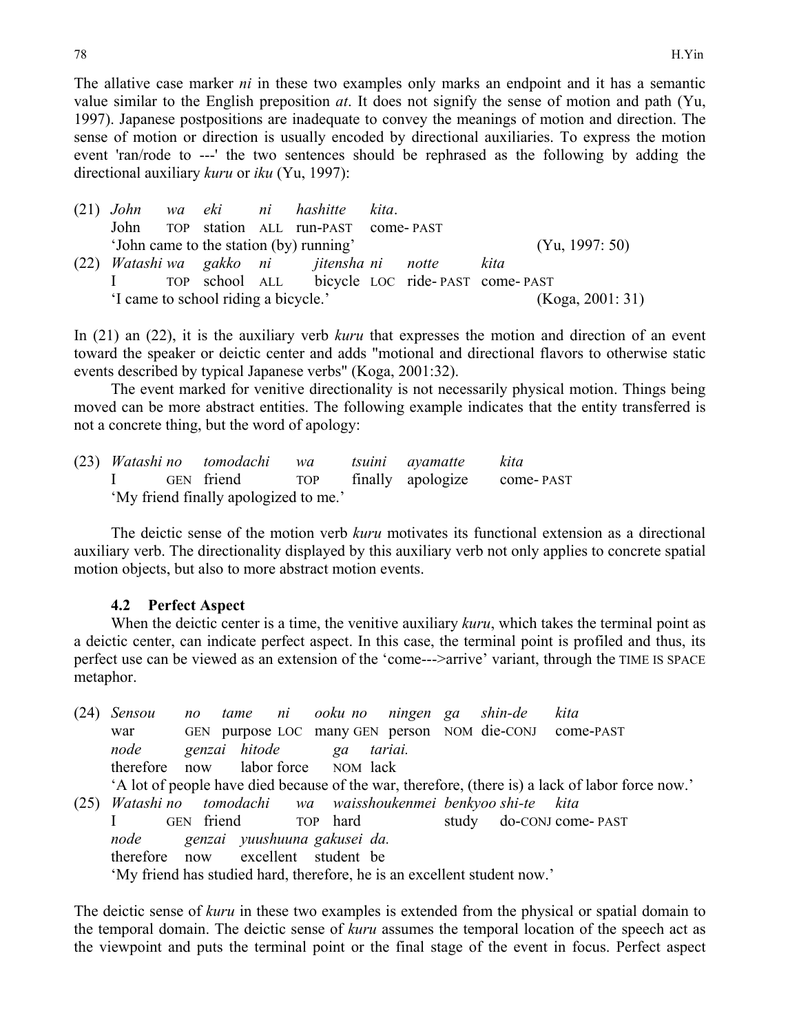The allative case marker *ni* in these two examples only marks an endpoint and it has a semantic value similar to the English preposition *at*. It does not signify the sense of motion and path (Yu, 1997). Japanese postpositions are inadequate to convey the meanings of motion and direction. The sense of motion or direction is usually encoded by directional auxiliaries. To express the motion event 'ran/rode to ---' the two sentences should be rephrased as the following by adding the directional auxiliary *kuru* or *iku* (Yu, 1997):

(21) *John wa eki ni hashitte kita*.
John TOP station ALL run-PAST come-PAST
'John came to the station (by) running' (Yu, 1997: 50)

(22) *Watashi wa gakko ni jitensha ni notte kita*
I TOP school ALL bicycle LOC ride-PAST come-PAST
'I came to school riding a bicycle.' (Koga, 2001: 31)

In (21) an (22), it is the auxiliary verb *kuru* that expresses the motion and direction of an event toward the speaker or deictic center and adds "motional and directional flavors to otherwise static events described by typical Japanese verbs" (Koga, 2001:32).

The event marked for venitive directionality is not necessarily physical motion. Things being moved can be more abstract entities. The following example indicates that the entity transferred is not a concrete thing, but the word of apology:

(23) *Watashi no tomodachi wa tsuini ayamatte kita*
I GEN friend TOP finally apologize come-PAST
'My friend finally apologized to me.'

The deictic sense of the motion verb *kuru* motivates its functional extension as a directional auxiliary verb. The directionality displayed by this auxiliary verb not only applies to concrete spatial motion objects, but also to more abstract motion events.

### 4.2 Perfect Aspect

When the deictic center is a time, the venitive auxiliary *kuru*, which takes the terminal point as a deictic center, can indicate perfect aspect. In this case, the terminal point is profiled and thus, its perfect use can be viewed as an extension of the 'come--->arrive' variant, through the TIME IS SPACE metaphor.

(24) *Sensou no tame ni ooku no ningen ga shin-de kita*
war GEN purpose LOC many GEN person NOM die-CONJ come-PAST
*node genzai hitode ga tariai.*
therefore now labor force NOM lack
'A lot of people have died because of the war, therefore, (there is) a lack of labor force now.'

(25) *Watashi no tomodachi wa waisshoukenmei benkyoo shi-te kita*
I GEN friend TOP hard study do-CONJ come-PAST
*node genzai yuushuuna gakusei da.*
therefore now excellent student be
'My friend has studied hard, therefore, he is an excellent student now.'

The deictic sense of *kuru* in these two examples is extended from the physical or spatial domain to the temporal domain. The deictic sense of *kuru* assumes the temporal location of the speech act as the viewpoint and puts the terminal point or the final stage of the event in focus. Perfect aspect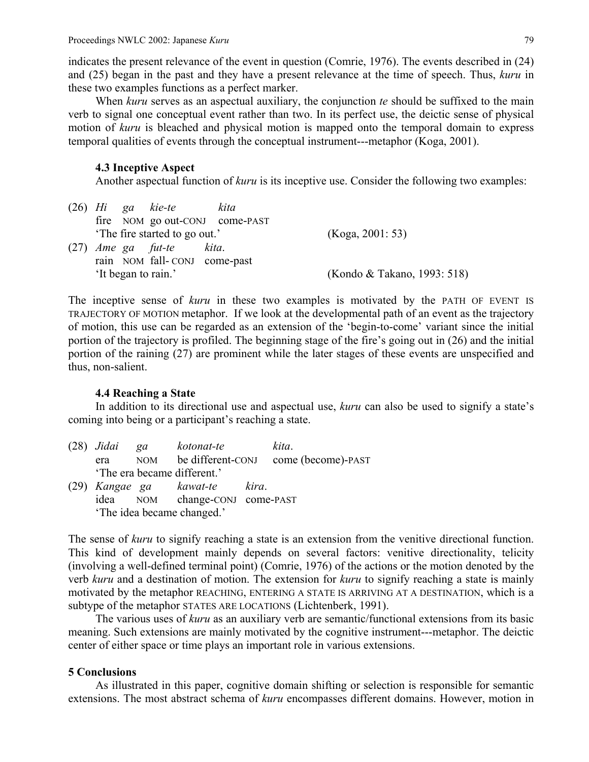indicates the present relevance of the event in question (Comrie, 1976). The events described in (24) and (25) began in the past and they have a present relevance at the time of speech. Thus, *kuru* in these two examples functions as a perfect marker.

When *kuru* serves as an aspectual auxiliary, the conjunction *te* should be suffixed to the main verb to signal one conceptual event rather than two. In its perfect use, the deictic sense of physical motion of *kuru* is bleached and physical motion is mapped onto the temporal domain to express temporal qualities of events through the conceptual instrument---metaphor (Koga, 2001).

### 4.3 Inceptive Aspect

Another aspectual function of *kuru* is its inceptive use. Consider the following two examples:

(26) *Hi ga kie-te kita*
fire NOM go out-CONJ come-PAST
'The fire started to go out.' (Koga, 2001: 53)

(27) *Ame ga fut-te kita*.
rain NOM fall- CONJ come-past
'It began to rain.' (Kondo & Takano, 1993: 518)

The inceptive sense of *kuru* in these two examples is motivated by the PATH OF EVENT IS TRAJECTORY OF MOTION metaphor. If we look at the developmental path of an event as the trajectory of motion, this use can be regarded as an extension of the 'begin-to-come' variant since the initial portion of the trajectory is profiled. The beginning stage of the fire's going out in (26) and the initial portion of the raining (27) are prominent while the later stages of these events are unspecified and thus, non-salient.

### 4.4 Reaching a State

In addition to its directional use and aspectual use, *kuru* can also be used to signify a state's coming into being or a participant's reaching a state.

(28) *Jidai ga kotonat-te kita*.
era NOM be different-CONJ come (become)-PAST
'The era became different.'

(29) *Kangae ga kawat-te kira*.
idea NOM change-CONJ come-PAST
'The idea became changed.'

The sense of *kuru* to signify reaching a state is an extension from the venitive directional function. This kind of development mainly depends on several factors: venitive directionality, telicity (involving a well-defined terminal point) (Comrie, 1976) of the actions or the motion denoted by the verb *kuru* and a destination of motion. The extension for *kuru* to signify reaching a state is mainly motivated by the metaphor REACHING, ENTERING A STATE IS ARRIVING AT A DESTINATION, which is a subtype of the metaphor STATES ARE LOCATIONS (Lichtenberk, 1991).

The various uses of *kuru* as an auxiliary verb are semantic/functional extensions from its basic meaning. Such extensions are mainly motivated by the cognitive instrument---metaphor. The deictic center of either space or time plays an important role in various extensions.

## 5 Conclusions

As illustrated in this paper, cognitive domain shifting or selection is responsible for semantic extensions. The most abstract schema of *kuru* encompasses different domains. However, motion in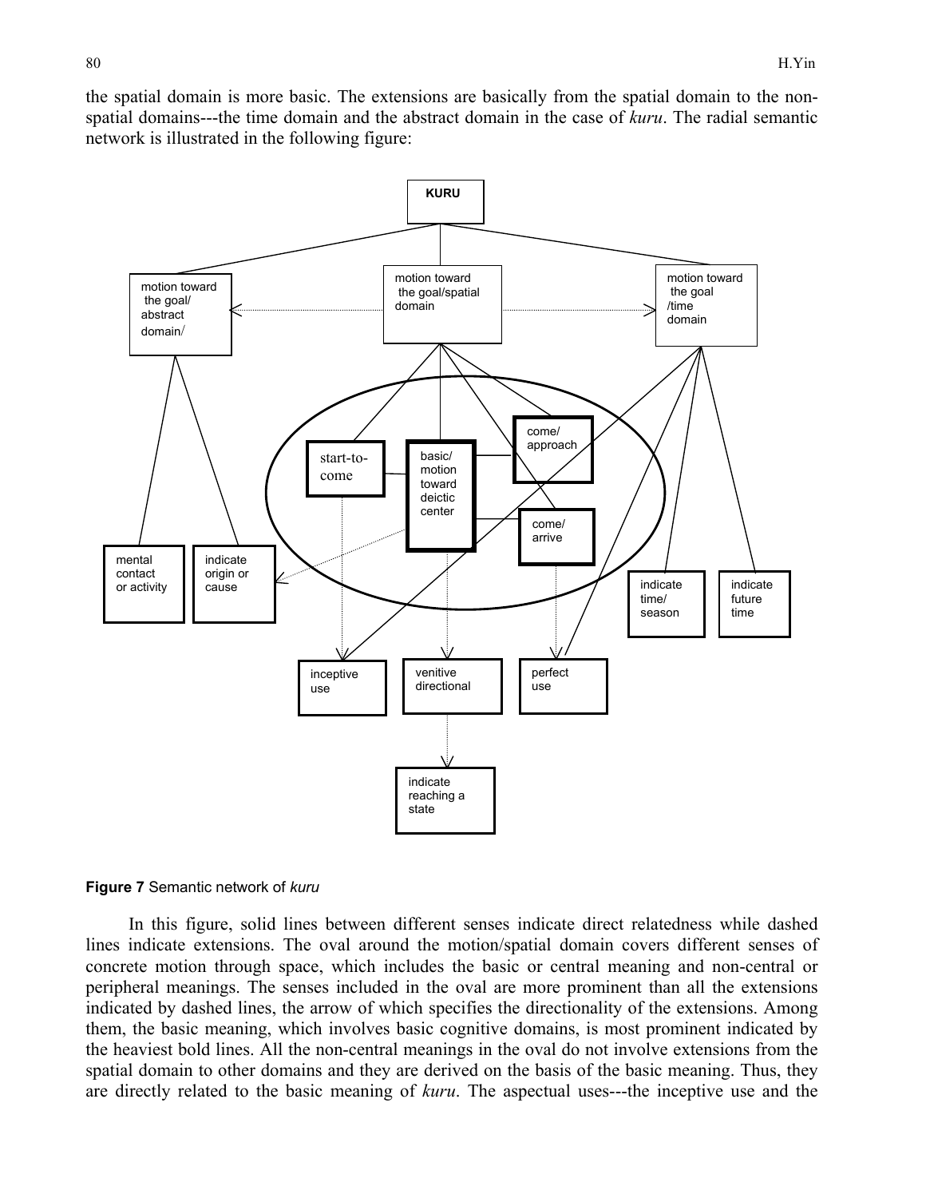the spatial domain is more basic. The extensions are basically from the spatial domain to the non-spatial domains---the time domain and the abstract domain in the case of *kuru*. The radial semantic network is illustrated in the following figure:

**Figure 7** Semantic network of *kuru*

In this figure, solid lines between different senses indicate direct relatedness while dashed lines indicate extensions. The oval around the motion/spatial domain covers different senses of concrete motion through space, which includes the basic or central meaning and non-central or peripheral meanings. The senses included in the oval are more prominent than all the extensions indicated by dashed lines, the arrow of which specifies the directionality of the extensions. Among them, the basic meaning, which involves basic cognitive domains, is most prominent indicated by the heaviest bold lines. All the non-central meanings in the oval do not involve extensions from the spatial domain to other domains and they are derived on the basis of the basic meaning. Thus, they are directly related to the basic meaning of *kuru*. The aspectual uses---the inceptive use and the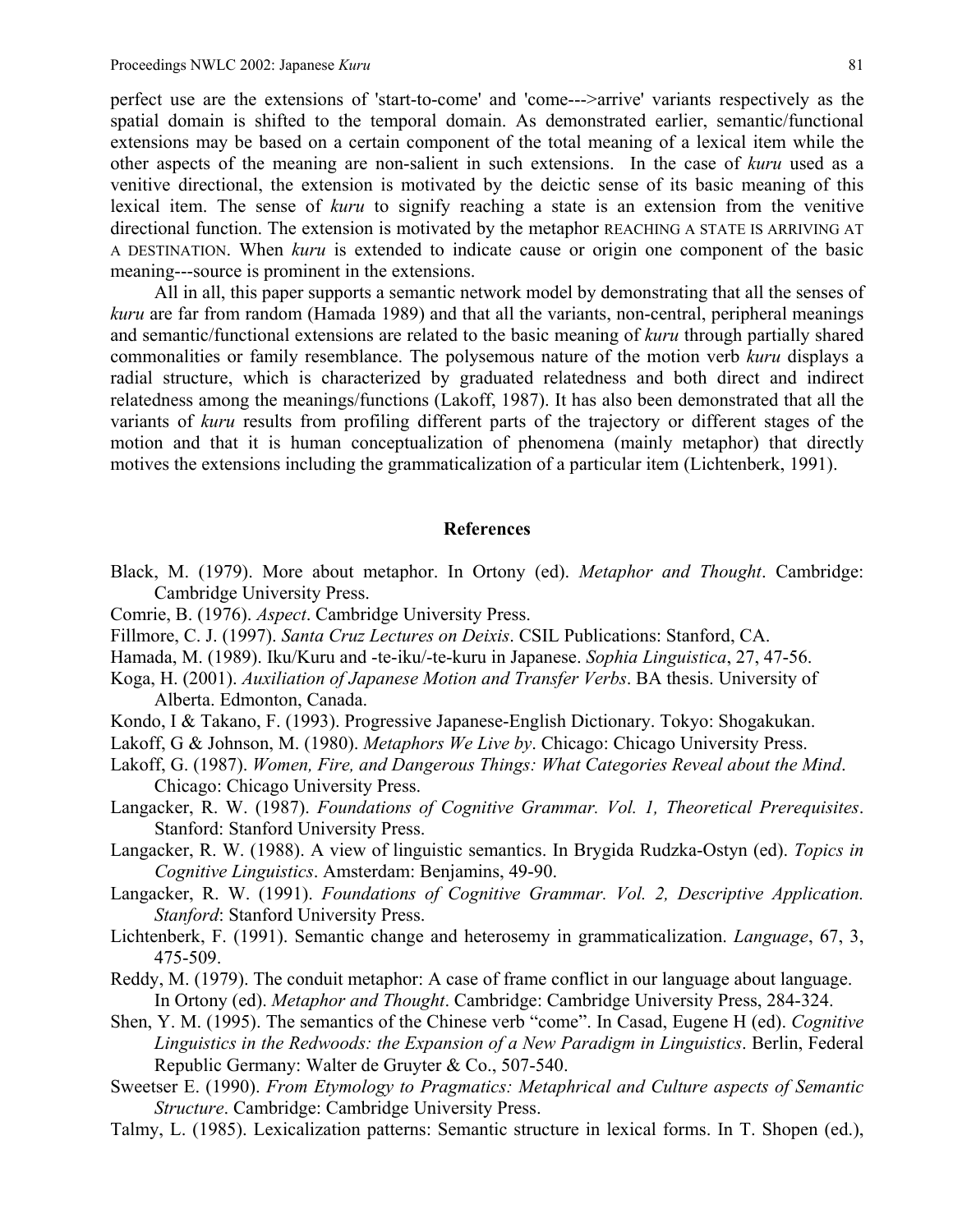perfect use are the extensions of 'start-to-come' and 'come--->arrive' variants respectively as the spatial domain is shifted to the temporal domain. As demonstrated earlier, semantic/functional extensions may be based on a certain component of the total meaning of a lexical item while the other aspects of the meaning are non-salient in such extensions. In the case of *kuru* used as a venitive directional, the extension is motivated by the deictic sense of its basic meaning of this lexical item. The sense of *kuru* to signify reaching a state is an extension from the venitive directional function. The extension is motivated by the metaphor REACHING A STATE IS ARRIVING AT A DESTINATION. When *kuru* is extended to indicate cause or origin one component of the basic meaning---source is prominent in the extensions.

All in all, this paper supports a semantic network model by demonstrating that all the senses of *kuru* are far from random (Hamada 1989) and that all the variants, non-central, peripheral meanings and semantic/functional extensions are related to the basic meaning of *kuru* through partially shared commonalities or family resemblance. The polysemous nature of the motion verb *kuru* displays a radial structure, which is characterized by graduated relatedness and both direct and indirect relatedness among the meanings/functions (Lakoff, 1987). It has also been demonstrated that all the variants of *kuru* results from profiling different parts of the trajectory or different stages of the motion and that it is human conceptualization of phenomena (mainly metaphor) that directly motives the extensions including the grammaticalization of a particular item (Lichtenberk, 1991).

## References

Black, M. (1979). More about metaphor. In Ortony (ed). *Metaphor and Thought*. Cambridge: Cambridge University Press.

Comrie, B. (1976). *Aspect*. Cambridge University Press.

Fillmore, C. J. (1997). *Santa Cruz Lectures on Deixis*. CSIL Publications: Stanford, CA.

Hamada, M. (1989). Iku/Kuru and -te-iku/-te-kuru in Japanese. *Sophia Linguistica*, 27, 47-56.

Koga, H. (2001). *Auxiliation of Japanese Motion and Transfer Verbs*. BA thesis. University of Alberta. Edmonton, Canada.

Kondo, I & Takano, F. (1993). Progressive Japanese-English Dictionary. Tokyo: Shogakukan.

Lakoff, G & Johnson, M. (1980). *Metaphors We Live by*. Chicago: Chicago University Press.

Lakoff, G. (1987). *Women, Fire, and Dangerous Things: What Categories Reveal about the Mind*. Chicago: Chicago University Press.

Langacker, R. W. (1987). *Foundations of Cognitive Grammar. Vol. 1, Theoretical Prerequisites*. Stanford: Stanford University Press.

Langacker, R. W. (1988). A view of linguistic semantics. In Brygida Rudzka-Ostyn (ed). *Topics in Cognitive Linguistics*. Amsterdam: Benjamins, 49-90.

Langacker, R. W. (1991). *Foundations of Cognitive Grammar. Vol. 2, Descriptive Application. Stanford*: Stanford University Press.

Lichtenberk, F. (1991). Semantic change and heterosemy in grammaticalization. *Language*, 67, 3, 475-509.

Reddy, M. (1979). The conduit metaphor: A case of frame conflict in our language about language. In Ortony (ed). *Metaphor and Thought*. Cambridge: Cambridge University Press, 284-324.

Shen, Y. M. (1995). The semantics of the Chinese verb "come". In Casad, Eugene H (ed). *Cognitive Linguistics in the Redwoods: the Expansion of a New Paradigm in Linguistics*. Berlin, Federal Republic Germany: Walter de Gruyter & Co., 507-540.

Sweetser E. (1990). *From Etymology to Pragmatics: Metaphrical and Culture aspects of Semantic Structure*. Cambridge: Cambridge University Press.

Talmy, L. (1985). Lexicalization patterns: Semantic structure in lexical forms. In T. Shopen (ed.),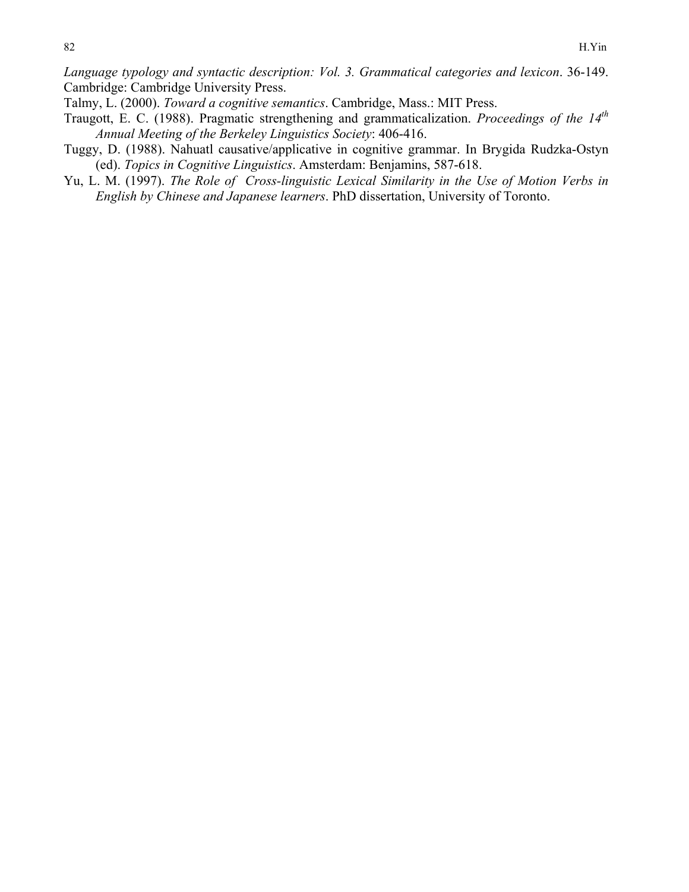*Language typology and syntactic description: Vol. 3. Grammatical categories and lexicon*. 36-149. Cambridge: Cambridge University Press.

Talmy, L. (2000). *Toward a cognitive semantics*. Cambridge, Mass.: MIT Press.

Traugott, E. C. (1988). Pragmatic strengthening and grammaticalization. *Proceedings of the 14th Annual Meeting of the Berkeley Linguistics Society*: 406-416.

Tuggy, D. (1988). Nahuatl causative/applicative in cognitive grammar. In Brygida Rudzka-Ostyn (ed). *Topics in Cognitive Linguistics*. Amsterdam: Benjamins, 587-618.

Yu, L. M. (1997). *The Role of Cross-linguistic Lexical Similarity in the Use of Motion Verbs in English by Chinese and Japanese learners*. PhD dissertation, University of Toronto.